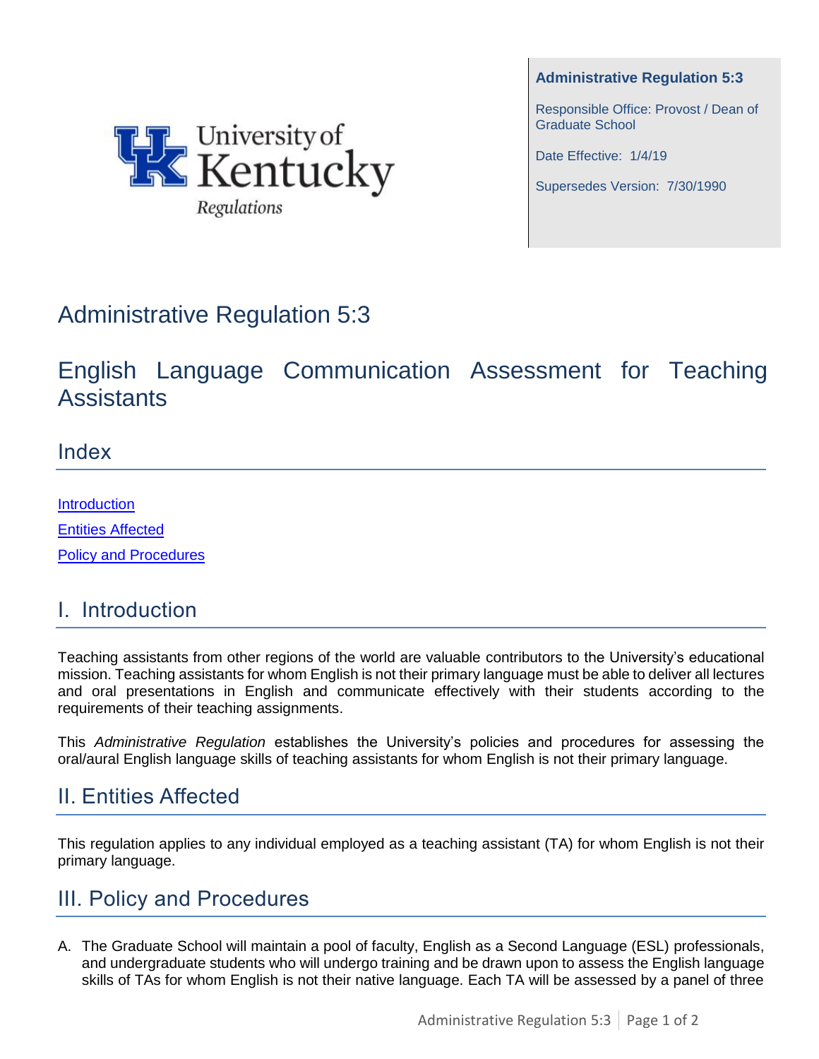University of Kentucky Regulations

**Administrative Regulation 5:3**

Responsible Office: Provost / Dean of Graduate School

Date Effective: 1/4/19

Supersedes Version: 7/30/1990

# Administrative Regulation 5:3

# English Language Communication Assessment for Teaching Assistants

## Index

Introduction

Entities Affected

Policy and Procedures

## I. Introduction

Teaching assistants from other regions of the world are valuable contributors to the University's educational mission. Teaching assistants for whom English is not their primary language must be able to deliver all lectures and oral presentations in English and communicate effectively with their students according to the requirements of their teaching assignments.

This *Administrative Regulation* establishes the University's policies and procedures for assessing the oral/aural English language skills of teaching assistants for whom English is not their primary language.

## II. Entities Affected

This regulation applies to any individual employed as a teaching assistant (TA) for whom English is not their primary language.

## III. Policy and Procedures

A. The Graduate School will maintain a pool of faculty, English as a Second Language (ESL) professionals, and undergraduate students who will undergo training and be drawn upon to assess the English language skills of TAs for whom English is not their native language. Each TA will be assessed by a panel of three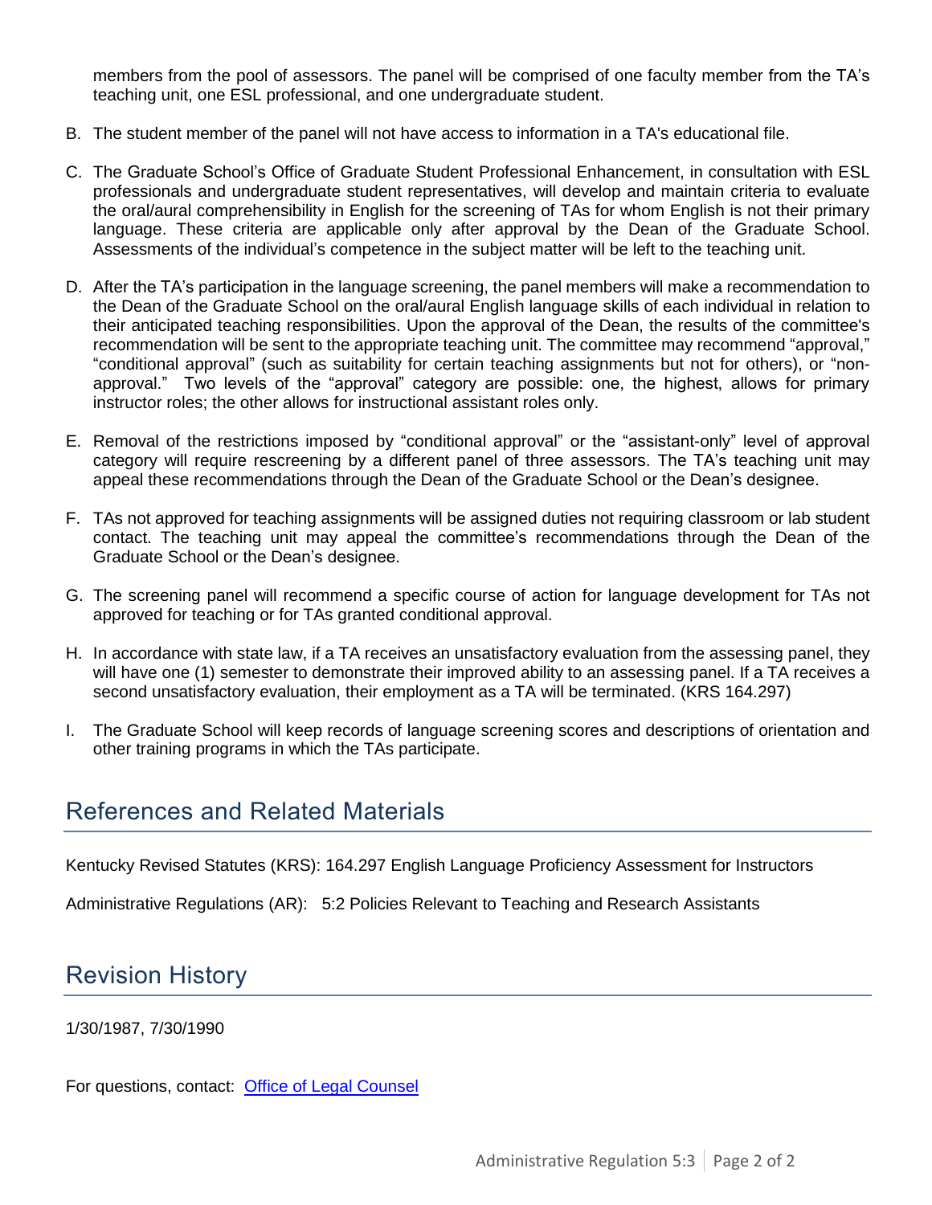members from the pool of assessors. The panel will be comprised of one faculty member from the TA's teaching unit, one ESL professional, and one undergraduate student.

B. The student member of the panel will not have access to information in a TA's educational file.

C. The Graduate School's Office of Graduate Student Professional Enhancement, in consultation with ESL professionals and undergraduate student representatives, will develop and maintain criteria to evaluate the oral/aural comprehensibility in English for the screening of TAs for whom English is not their primary language. These criteria are applicable only after approval by the Dean of the Graduate School. Assessments of the individual's competence in the subject matter will be left to the teaching unit.

D. After the TA's participation in the language screening, the panel members will make a recommendation to the Dean of the Graduate School on the oral/aural English language skills of each individual in relation to their anticipated teaching responsibilities. Upon the approval of the Dean, the results of the committee's recommendation will be sent to the appropriate teaching unit. The committee may recommend "approval," "conditional approval" (such as suitability for certain teaching assignments but not for others), or "non-approval." Two levels of the "approval" category are possible: one, the highest, allows for primary instructor roles; the other allows for instructional assistant roles only.

E. Removal of the restrictions imposed by "conditional approval" or the "assistant-only" level of approval category will require rescreening by a different panel of three assessors. The TA's teaching unit may appeal these recommendations through the Dean of the Graduate School or the Dean's designee.

F. TAs not approved for teaching assignments will be assigned duties not requiring classroom or lab student contact. The teaching unit may appeal the committee's recommendations through the Dean of the Graduate School or the Dean's designee.

G. The screening panel will recommend a specific course of action for language development for TAs not approved for teaching or for TAs granted conditional approval.

H. In accordance with state law, if a TA receives an unsatisfactory evaluation from the assessing panel, they will have one (1) semester to demonstrate their improved ability to an assessing panel. If a TA receives a second unsatisfactory evaluation, their employment as a TA will be terminated. (KRS 164.297)

I. The Graduate School will keep records of language screening scores and descriptions of orientation and other training programs in which the TAs participate.

## References and Related Materials

Kentucky Revised Statutes (KRS): 164.297 English Language Proficiency Assessment for Instructors

Administrative Regulations (AR): 5:2 Policies Relevant to Teaching and Research Assistants

## Revision History

1/30/1987, 7/30/1990

For questions, contact: [Office of Legal Counsel]